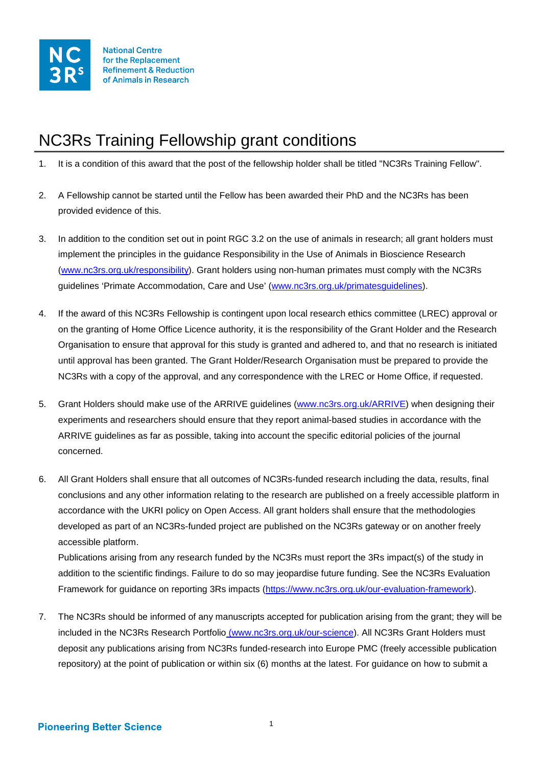National Centre for the Replacement Refinement & Reduction of Animals in Research

# NC3Rs Training Fellowship grant conditions

1. It is a condition of this award that the post of the fellowship holder shall be titled "NC3Rs Training Fellow".

2. A Fellowship cannot be started until the Fellow has been awarded their PhD and the NC3Rs has been provided evidence of this.

3. In addition to the condition set out in point RGC 3.2 on the use of animals in research; all grant holders must implement the principles in the guidance Responsibility in the Use of Animals in Bioscience Research (www.nc3rs.org.uk/responsibility). Grant holders using non-human primates must comply with the NC3Rs guidelines 'Primate Accommodation, Care and Use' (www.nc3rs.org.uk/primatesguidelines).

4. If the award of this NC3Rs Fellowship is contingent upon local research ethics committee (LREC) approval or on the granting of Home Office Licence authority, it is the responsibility of the Grant Holder and the Research Organisation to ensure that approval for this study is granted and adhered to, and that no research is initiated until approval has been granted. The Grant Holder/Research Organisation must be prepared to provide the NC3Rs with a copy of the approval, and any correspondence with the LREC or Home Office, if requested.

5. Grant Holders should make use of the ARRIVE guidelines (www.nc3rs.org.uk/ARRIVE) when designing their experiments and researchers should ensure that they report animal-based studies in accordance with the ARRIVE guidelines as far as possible, taking into account the specific editorial policies of the journal concerned.

6. All Grant Holders shall ensure that all outcomes of NC3Rs-funded research including the data, results, final conclusions and any other information relating to the research are published on a freely accessible platform in accordance with the UKRI policy on Open Access. All grant holders shall ensure that the methodologies developed as part of an NC3Rs-funded project are published on the NC3Rs gateway or on another freely accessible platform.
   Publications arising from any research funded by the NC3Rs must report the 3Rs impact(s) of the study in addition to the scientific findings. Failure to do so may jeopardise future funding. See the NC3Rs Evaluation Framework for guidance on reporting 3Rs impacts (https://www.nc3rs.org.uk/our-evaluation-framework).

7. The NC3Rs should be informed of any manuscripts accepted for publication arising from the grant; they will be included in the NC3Rs Research Portfolio (www.nc3rs.org.uk/our-science). All NC3Rs Grant Holders must deposit any publications arising from NC3Rs funded-research into Europe PMC (freely accessible publication repository) at the point of publication or within six (6) months at the latest. For guidance on how to submit a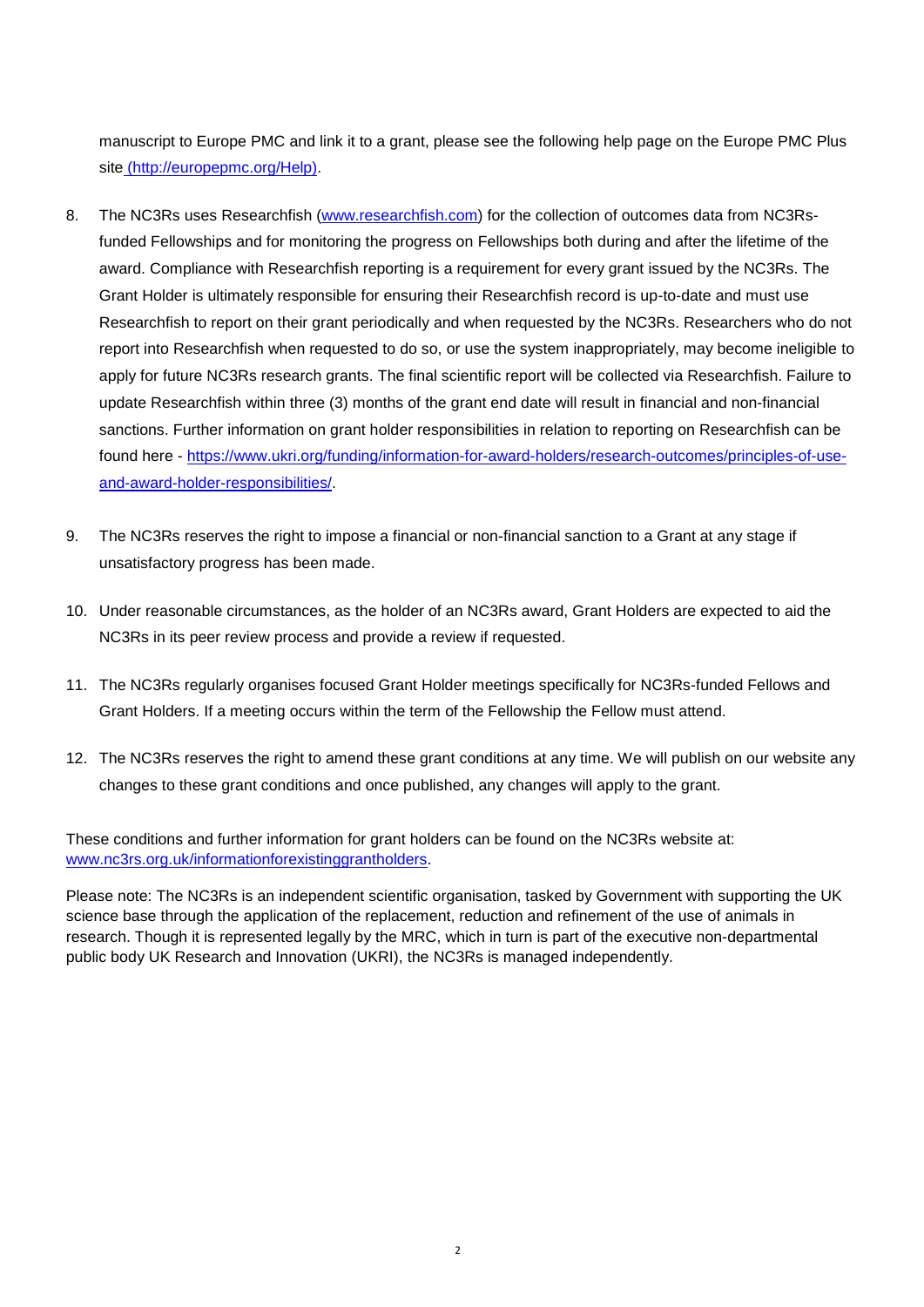manuscript to Europe PMC and link it to a grant, please see the following help page on the Europe PMC Plus site (http://europepmc.org/Help).

8. The NC3Rs uses Researchfish (www.researchfish.com) for the collection of outcomes data from NC3Rs-funded Fellowships and for monitoring the progress on Fellowships both during and after the lifetime of the award. Compliance with Researchfish reporting is a requirement for every grant issued by the NC3Rs. The Grant Holder is ultimately responsible for ensuring their Researchfish record is up-to-date and must use Researchfish to report on their grant periodically and when requested by the NC3Rs. Researchers who do not report into Researchfish when requested to do so, or use the system inappropriately, may become ineligible to apply for future NC3Rs research grants. The final scientific report will be collected via Researchfish. Failure to update Researchfish within three (3) months of the grant end date will result in financial and non-financial sanctions. Further information on grant holder responsibilities in relation to reporting on Researchfish can be found here - https://www.ukri.org/funding/information-for-award-holders/research-outcomes/principles-of-use-and-award-holder-responsibilities/.

9. The NC3Rs reserves the right to impose a financial or non-financial sanction to a Grant at any stage if unsatisfactory progress has been made.

10. Under reasonable circumstances, as the holder of an NC3Rs award, Grant Holders are expected to aid the NC3Rs in its peer review process and provide a review if requested.

11. The NC3Rs regularly organises focused Grant Holder meetings specifically for NC3Rs-funded Fellows and Grant Holders. If a meeting occurs within the term of the Fellowship the Fellow must attend.

12. The NC3Rs reserves the right to amend these grant conditions at any time. We will publish on our website any changes to these grant conditions and once published, any changes will apply to the grant.

These conditions and further information for grant holders can be found on the NC3Rs website at: www.nc3rs.org.uk/informationforexistinggrantholders.

Please note: The NC3Rs is an independent scientific organisation, tasked by Government with supporting the UK science base through the application of the replacement, reduction and refinement of the use of animals in research. Though it is represented legally by the MRC, which in turn is part of the executive non-departmental public body UK Research and Innovation (UKRI), the NC3Rs is managed independently.